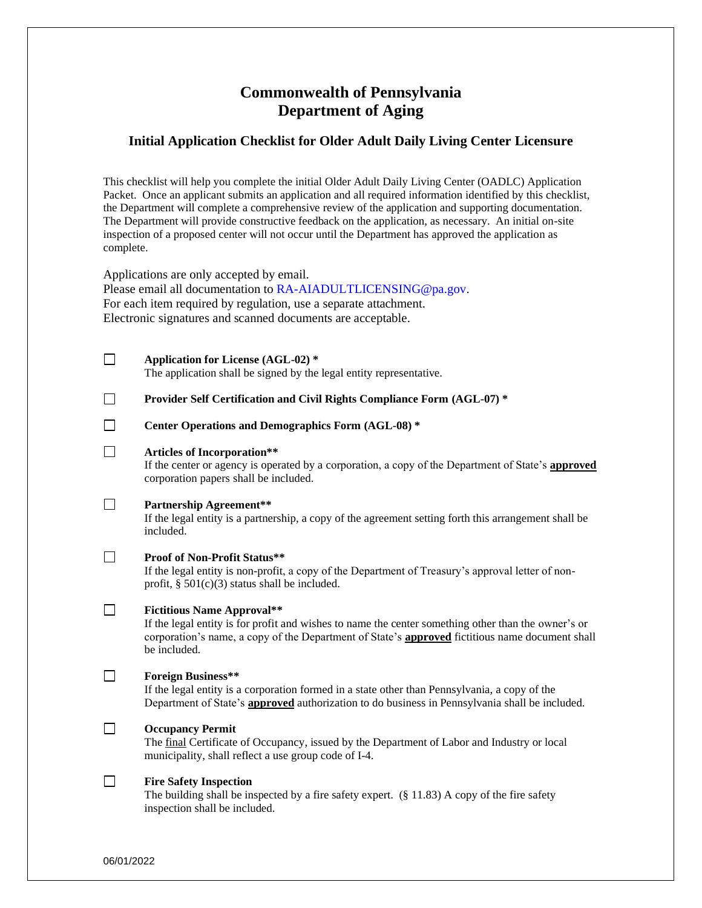# Commonwealth of Pennsylvania
# Department of Aging

## Initial Application Checklist for Older Adult Daily Living Center Licensure

This checklist will help you complete the initial Older Adult Daily Living Center (OADLC) Application Packet. Once an applicant submits an application and all required information identified by this checklist, the Department will complete a comprehensive review of the application and supporting documentation. The Department will provide constructive feedback on the application, as necessary. An initial on-site inspection of a proposed center will not occur until the Department has approved the application as complete.

Applications are only accepted by email.
Please email all documentation to RA-AIADULTLICENSING@pa.gov.
For each item required by regulation, use a separate attachment.
Electronic signatures and scanned documents are acceptable.

- ☐ **Application for License (AGL-02) ***
  The application shall be signed by the legal entity representative.

- ☐ **Provider Self Certification and Civil Rights Compliance Form (AGL-07) ***

- ☐ **Center Operations and Demographics Form (AGL-08) ***

- ☐ **Articles of Incorporation****
  If the center or agency is operated by a corporation, a copy of the Department of State's **approved** corporation papers shall be included.

- ☐ **Partnership Agreement****
  If the legal entity is a partnership, a copy of the agreement setting forth this arrangement shall be included.

- ☐ **Proof of Non-Profit Status****
  If the legal entity is non-profit, a copy of the Department of Treasury's approval letter of non-profit, § 501(c)(3) status shall be included.

- ☐ **Fictitious Name Approval****
  If the legal entity is for profit and wishes to name the center something other than the owner's or corporation's name, a copy of the Department of State's **approved** fictitious name document shall be included.

- ☐ **Foreign Business****
  If the legal entity is a corporation formed in a state other than Pennsylvania, a copy of the Department of State's **approved** authorization to do business in Pennsylvania shall be included.

- ☐ **Occupancy Permit**
  The final Certificate of Occupancy, issued by the Department of Labor and Industry or local municipality, shall reflect a use group code of I-4.

- ☐ **Fire Safety Inspection**
  The building shall be inspected by a fire safety expert. (§ 11.83) A copy of the fire safety inspection shall be included.

06/01/2022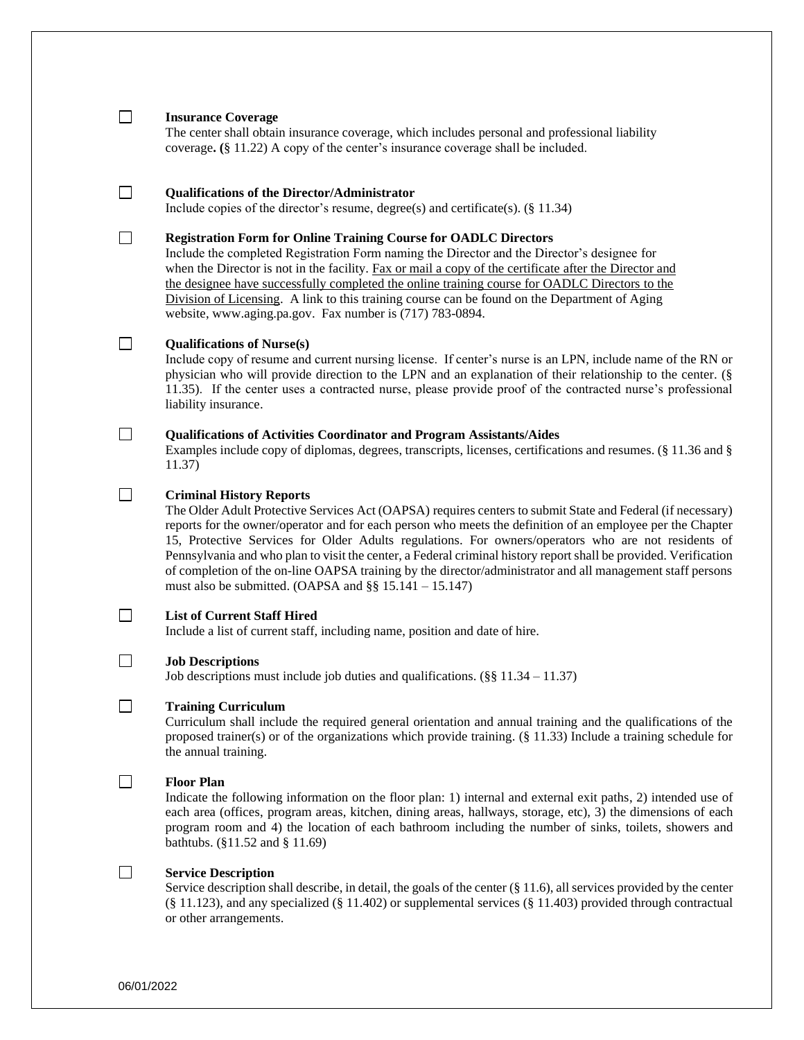☐ **Insurance Coverage**

The center shall obtain insurance coverage, which includes personal and professional liability coverage**. (**§ 11.22) A copy of the center's insurance coverage shall be included.

☐ **Qualifications of the Director/Administrator**

Include copies of the director's resume, degree(s) and certificate(s). (§ 11.34)

☐ **Registration Form for Online Training Course for OADLC Directors**

Include the completed Registration Form naming the Director and the Director's designee for when the Director is not in the facility. <u>Fax or mail a copy of the certificate after the Director and the designee have successfully completed the online training course for OADLC Directors to the Division of Licensing</u>. A link to this training course can be found on the Department of Aging website, www.aging.pa.gov. Fax number is (717) 783-0894.

☐ **Qualifications of Nurse(s)**

Include copy of resume and current nursing license. If center's nurse is an LPN, include name of the RN or physician who will provide direction to the LPN and an explanation of their relationship to the center. (§ 11.35). If the center uses a contracted nurse, please provide proof of the contracted nurse's professional liability insurance.

☐ **Qualifications of Activities Coordinator and Program Assistants/Aides**

Examples include copy of diplomas, degrees, transcripts, licenses, certifications and resumes. (§ 11.36 and § 11.37)

☐ **Criminal History Reports**

The Older Adult Protective Services Act (OAPSA) requires centers to submit State and Federal (if necessary) reports for the owner/operator and for each person who meets the definition of an employee per the Chapter 15, Protective Services for Older Adults regulations. For owners/operators who are not residents of Pennsylvania and who plan to visit the center, a Federal criminal history report shall be provided. Verification of completion of the on-line OAPSA training by the director/administrator and all management staff persons must also be submitted. (OAPSA and §§ 15.141 – 15.147)

☐ **List of Current Staff Hired**

Include a list of current staff, including name, position and date of hire.

☐ **Job Descriptions**

Job descriptions must include job duties and qualifications. (§§ 11.34 – 11.37)

☐ **Training Curriculum**

Curriculum shall include the required general orientation and annual training and the qualifications of the proposed trainer(s) or of the organizations which provide training. (§ 11.33) Include a training schedule for the annual training.

☐ **Floor Plan**

Indicate the following information on the floor plan: 1) internal and external exit paths, 2) intended use of each area (offices, program areas, kitchen, dining areas, hallways, storage, etc), 3) the dimensions of each program room and 4) the location of each bathroom including the number of sinks, toilets, showers and bathtubs. (§11.52 and § 11.69)

☐ **Service Description**

Service description shall describe, in detail, the goals of the center (§ 11.6), all services provided by the center (§ 11.123), and any specialized (§ 11.402) or supplemental services (§ 11.403) provided through contractual or other arrangements.

06/01/2022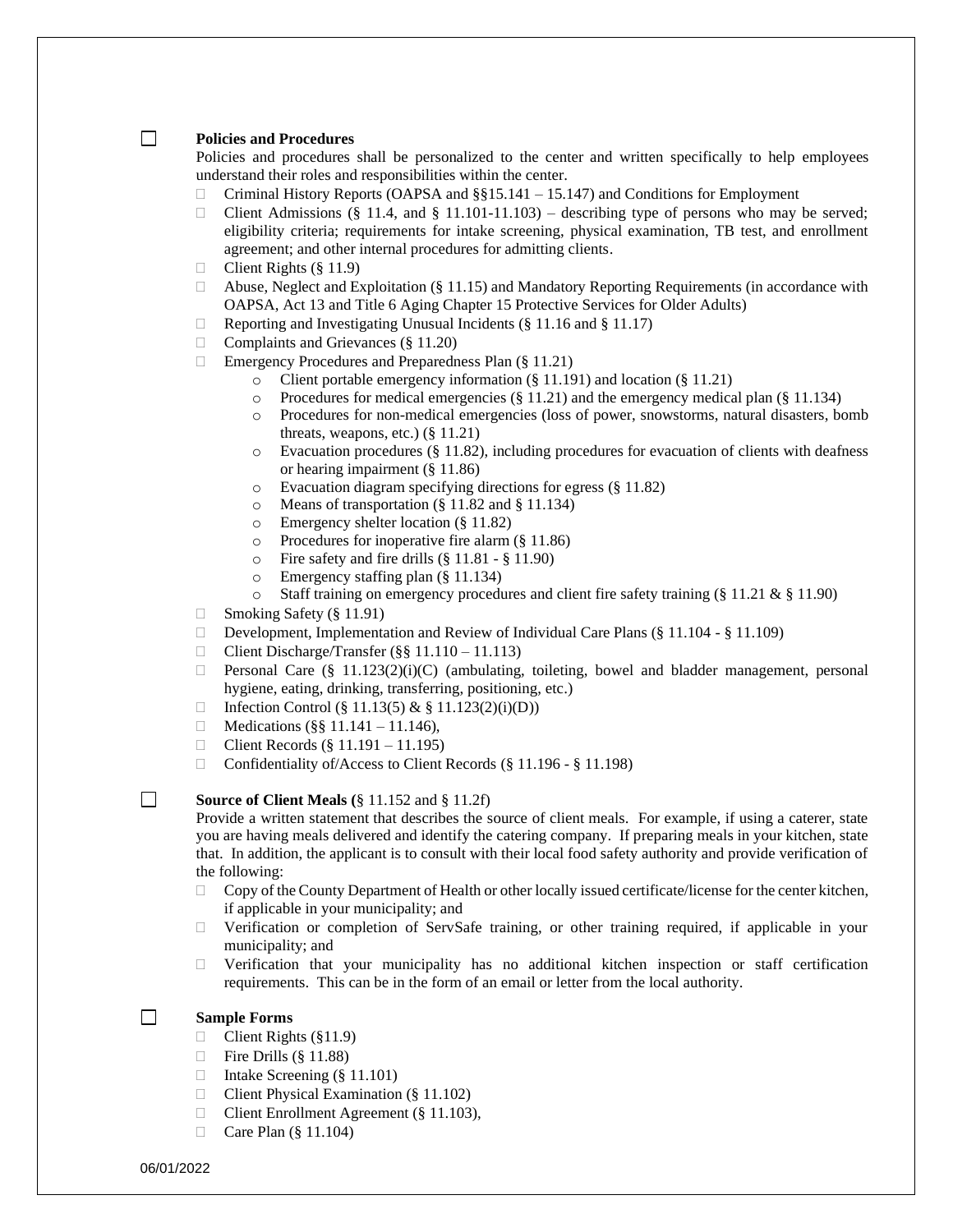- [ ] **Policies and Procedures**

  Policies and procedures shall be personalized to the center and written specifically to help employees understand their roles and responsibilities within the center.

  - [ ] Criminal History Reports (OAPSA and §§15.141 – 15.147) and Conditions for Employment
  - [ ] Client Admissions (§ 11.4, and § 11.101-11.103) – describing type of persons who may be served; eligibility criteria; requirements for intake screening, physical examination, TB test, and enrollment agreement; and other internal procedures for admitting clients.
  - [ ] Client Rights (§ 11.9)
  - [ ] Abuse, Neglect and Exploitation (§ 11.15) and Mandatory Reporting Requirements (in accordance with OAPSA, Act 13 and Title 6 Aging Chapter 15 Protective Services for Older Adults)
  - [ ] Reporting and Investigating Unusual Incidents (§ 11.16 and § 11.17)
  - [ ] Complaints and Grievances (§ 11.20)
  - [ ] Emergency Procedures and Preparedness Plan (§ 11.21)
    - Client portable emergency information (§ 11.191) and location (§ 11.21)
    - Procedures for medical emergencies (§ 11.21) and the emergency medical plan (§ 11.134)
    - Procedures for non-medical emergencies (loss of power, snowstorms, natural disasters, bomb threats, weapons, etc.) (§ 11.21)
    - Evacuation procedures (§ 11.82), including procedures for evacuation of clients with deafness or hearing impairment (§ 11.86)
    - Evacuation diagram specifying directions for egress (§ 11.82)
    - Means of transportation (§ 11.82 and § 11.134)
    - Emergency shelter location (§ 11.82)
    - Procedures for inoperative fire alarm (§ 11.86)
    - Fire safety and fire drills (§ 11.81 - § 11.90)
    - Emergency staffing plan (§ 11.134)
    - Staff training on emergency procedures and client fire safety training (§ 11.21 & § 11.90)
  - [ ] Smoking Safety (§ 11.91)
  - [ ] Development, Implementation and Review of Individual Care Plans (§ 11.104 - § 11.109)
  - [ ] Client Discharge/Transfer (§§ 11.110 – 11.113)
  - [ ] Personal Care (§ 11.123(2)(i)(C) (ambulating, toileting, bowel and bladder management, personal hygiene, eating, drinking, transferring, positioning, etc.)
  - [ ] Infection Control (§ 11.13(5) & § 11.123(2)(i)(D))
  - [ ] Medications (§§ 11.141 – 11.146),
  - [ ] Client Records (§ 11.191 – 11.195)
  - [ ] Confidentiality of/Access to Client Records (§ 11.196 - § 11.198)

- [ ] **Source of Client Meals (**§ 11.152 and § 11.2f)

  Provide a written statement that describes the source of client meals. For example, if using a caterer, state you are having meals delivered and identify the catering company. If preparing meals in your kitchen, state that. In addition, the applicant is to consult with their local food safety authority and provide verification of the following:

  - [ ] Copy of the County Department of Health or other locally issued certificate/license for the center kitchen, if applicable in your municipality; and
  - [ ] Verification or completion of ServSafe training, or other training required, if applicable in your municipality; and
  - [ ] Verification that your municipality has no additional kitchen inspection or staff certification requirements. This can be in the form of an email or letter from the local authority.

- [ ] **Sample Forms**
  - [ ] Client Rights (§11.9)
  - [ ] Fire Drills (§ 11.88)
  - [ ] Intake Screening (§ 11.101)
  - [ ] Client Physical Examination (§ 11.102)
  - [ ] Client Enrollment Agreement (§ 11.103),
  - [ ] Care Plan (§ 11.104)

06/01/2022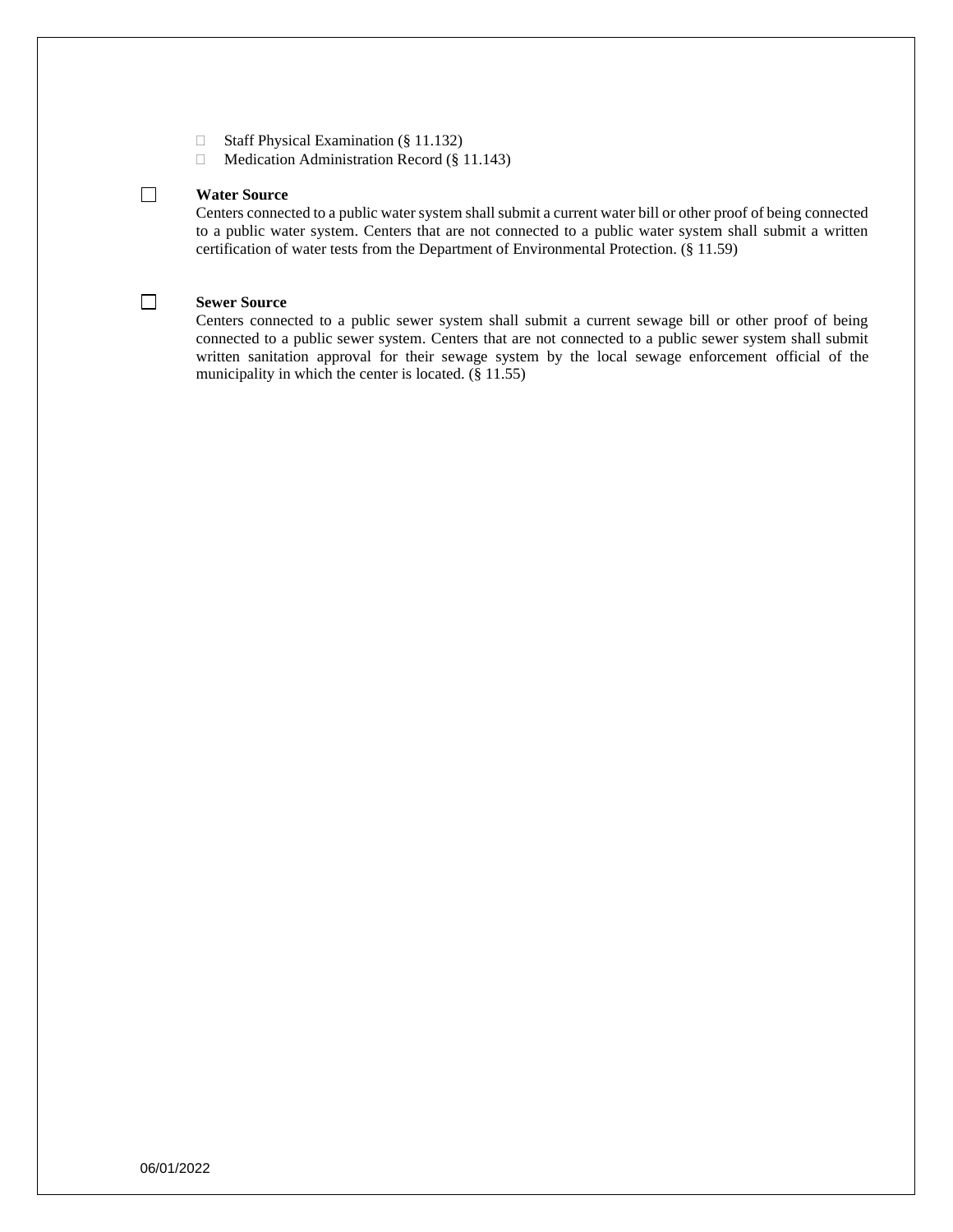- ☐ Staff Physical Examination (§ 11.132)
- ☐ Medication Administration Record (§ 11.143)

☐ **Water Source**

Centers connected to a public water system shall submit a current water bill or other proof of being connected to a public water system. Centers that are not connected to a public water system shall submit a written certification of water tests from the Department of Environmental Protection. (§ 11.59)

☐ **Sewer Source**

Centers connected to a public sewer system shall submit a current sewage bill or other proof of being connected to a public sewer system. Centers that are not connected to a public sewer system shall submit written sanitation approval for their sewage system by the local sewage enforcement official of the municipality in which the center is located. (§ 11.55)